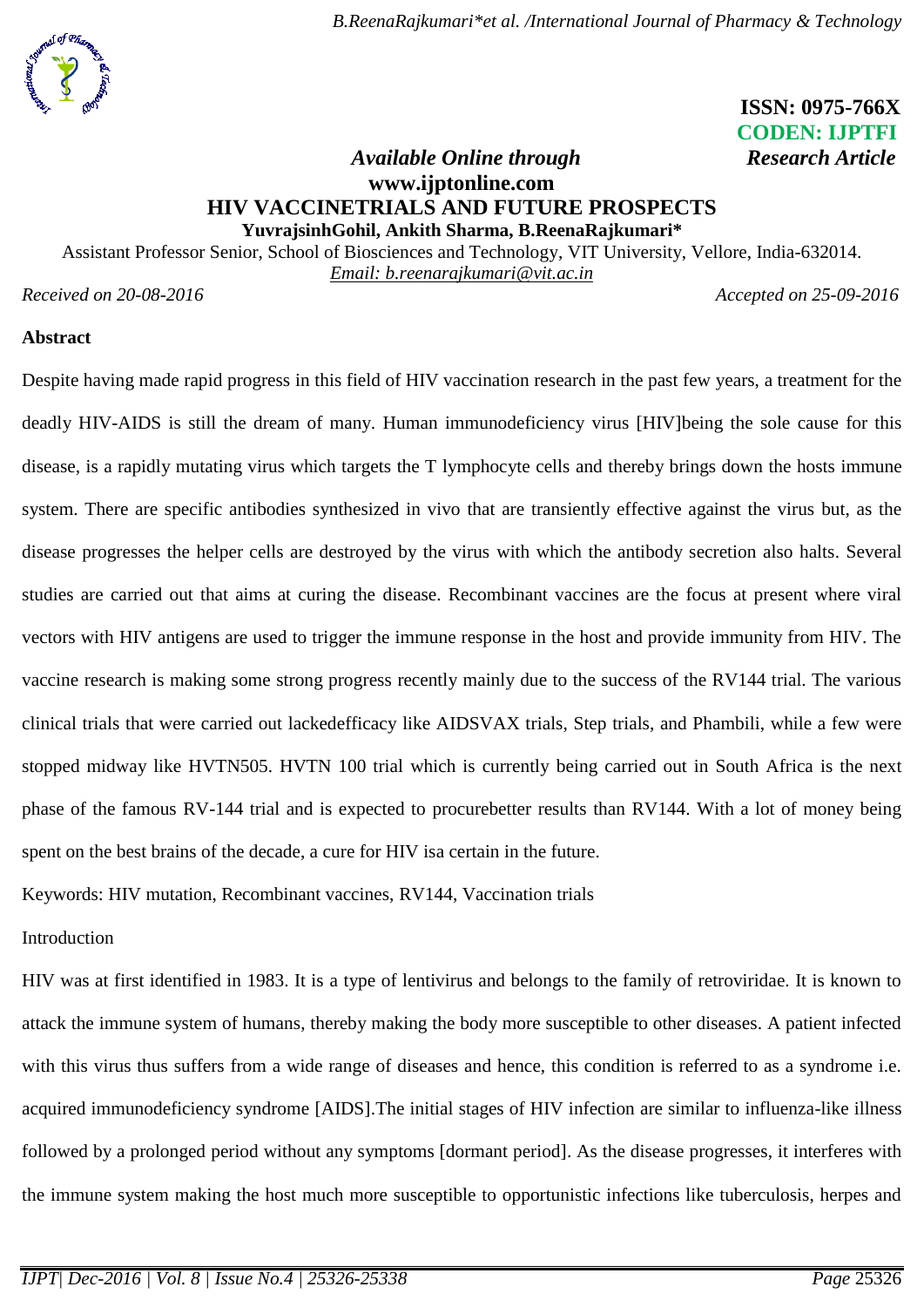ISSN: 0975-766X
CODEN: IJPTFI

*Available Online through* *Research Article*

**www.ijptonline.com**

# HIV VACCINETRIALS AND FUTURE PROSPECTS

**YuvrajsinhGohil, Ankith Sharma, B.ReenaRajkumari***

Assistant Professor Senior, School of Biosciences and Technology, VIT University, Vellore, India-632014.

*Email: b.reenarajkumari@vit.ac.in*

*Received on 20-08-2016* *Accepted on 25-09-2016*

## Abstract

Despite having made rapid progress in this field of HIV vaccination research in the past few years, a treatment for the deadly HIV-AIDS is still the dream of many. Human immunodeficiency virus [HIV]being the sole cause for this disease, is a rapidly mutating virus which targets the T lymphocyte cells and thereby brings down the hosts immune system. There are specific antibodies synthesized in vivo that are transiently effective against the virus but, as the disease progresses the helper cells are destroyed by the virus with which the antibody secretion also halts. Several studies are carried out that aims at curing the disease. Recombinant vaccines are the focus at present where viral vectors with HIV antigens are used to trigger the immune response in the host and provide immunity from HIV. The vaccine research is making some strong progress recently mainly due to the success of the RV144 trial. The various clinical trials that were carried out lackedefficacy like AIDSVAX trials, Step trials, and Phambili, while a few were stopped midway like HVTN505. HVTN 100 trial which is currently being carried out in South Africa is the next phase of the famous RV-144 trial and is expected to procurebetter results than RV144. With a lot of money being spent on the best brains of the decade, a cure for HIV isa certain in the future.

Keywords: HIV mutation, Recombinant vaccines, RV144, Vaccination trials

## Introduction

HIV was at first identified in 1983. It is a type of lentivirus and belongs to the family of retroviridae. It is known to attack the immune system of humans, thereby making the body more susceptible to other diseases. A patient infected with this virus thus suffers from a wide range of diseases and hence, this condition is referred to as a syndrome i.e. acquired immunodeficiency syndrome [AIDS].The initial stages of HIV infection are similar to influenza-like illness followed by a prolonged period without any symptoms [dormant period]. As the disease progresses, it interferes with the immune system making the host much more susceptible to opportunistic infections like tuberculosis, herpes and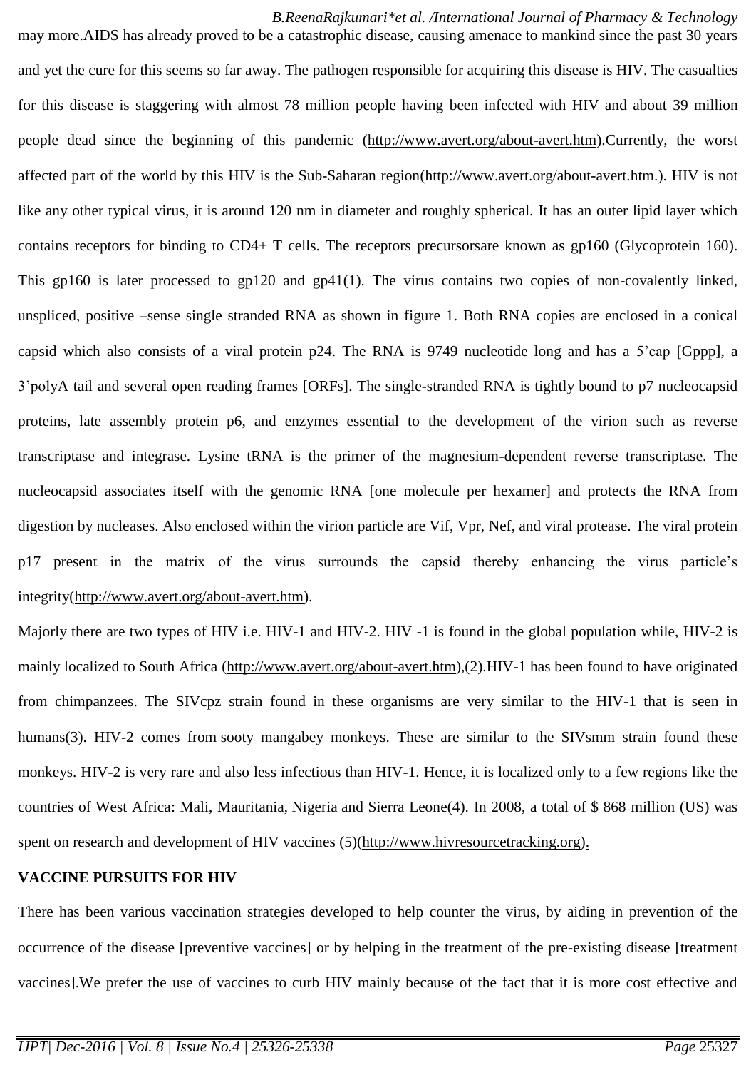may more.AIDS has already proved to be a catastrophic disease, causing amenace to mankind since the past 30 years and yet the cure for this seems so far away. The pathogen responsible for acquiring this disease is HIV. The casualties for this disease is staggering with almost 78 million people having been infected with HIV and about 39 million people dead since the beginning of this pandemic (http://www.avert.org/about-avert.htm).Currently, the worst affected part of the world by this HIV is the Sub-Saharan region(http://www.avert.org/about-avert.htm.). HIV is not like any other typical virus, it is around 120 nm in diameter and roughly spherical. It has an outer lipid layer which contains receptors for binding to CD4+ T cells. The receptors precursorsare known as gp160 (Glycoprotein 160). This gp160 is later processed to gp120 and gp41(1). The virus contains two copies of non-covalently linked, unspliced, positive –sense single stranded RNA as shown in figure 1. Both RNA copies are enclosed in a conical capsid which also consists of a viral protein p24. The RNA is 9749 nucleotide long and has a 5'cap [Gppp], a 3'polyA tail and several open reading frames [ORFs]. The single-stranded RNA is tightly bound to p7 nucleocapsid proteins, late assembly protein p6, and enzymes essential to the development of the virion such as reverse transcriptase and integrase. Lysine tRNA is the primer of the magnesium-dependent reverse transcriptase. The nucleocapsid associates itself with the genomic RNA [one molecule per hexamer] and protects the RNA from digestion by nucleases. Also enclosed within the virion particle are Vif, Vpr, Nef, and viral protease. The viral protein p17 present in the matrix of the virus surrounds the capsid thereby enhancing the virus particle's integrity(http://www.avert.org/about-avert.htm).

Majorly there are two types of HIV i.e. HIV-1 and HIV-2. HIV -1 is found in the global population while, HIV-2 is mainly localized to South Africa (http://www.avert.org/about-avert.htm),(2).HIV-1 has been found to have originated from chimpanzees. The SIVcpz strain found in these organisms are very similar to the HIV-1 that is seen in humans(3). HIV-2 comes from sooty mangabey monkeys. These are similar to the SIVsmm strain found these monkeys. HIV-2 is very rare and also less infectious than HIV-1. Hence, it is localized only to a few regions like the countries of West Africa: Mali, Mauritania, Nigeria and Sierra Leone(4). In 2008, a total of $ 868 million (US) was spent on research and development of HIV vaccines (5)(http://www.hivresourcetracking.org).

**VACCINE PURSUITS FOR HIV**

There has been various vaccination strategies developed to help counter the virus, by aiding in prevention of the occurrence of the disease [preventive vaccines] or by helping in the treatment of the pre-existing disease [treatment vaccines].We prefer the use of vaccines to curb HIV mainly because of the fact that it is more cost effective and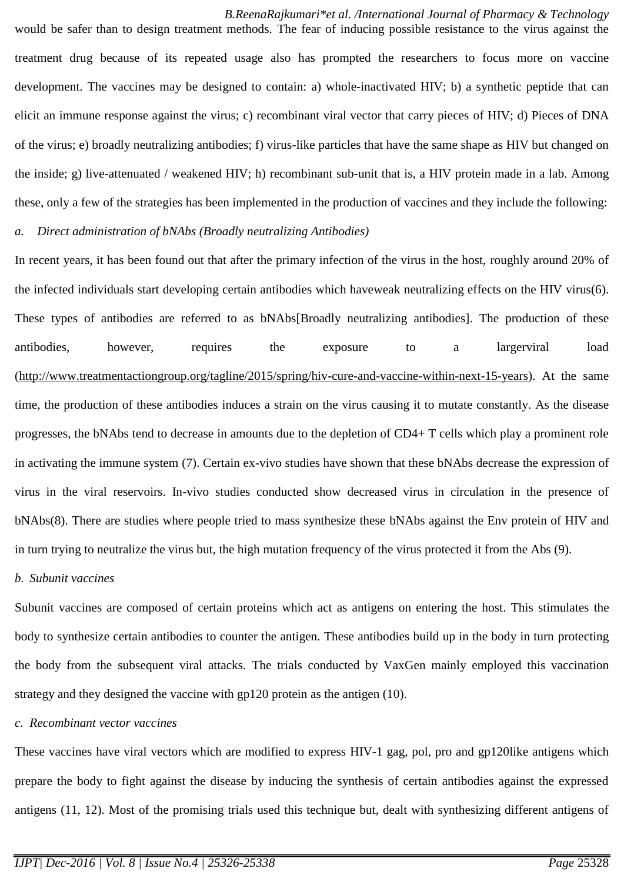would be safer than to design treatment methods. The fear of inducing possible resistance to the virus against the treatment drug because of its repeated usage also has prompted the researchers to focus more on vaccine development. The vaccines may be designed to contain: a) whole-inactivated HIV; b) a synthetic peptide that can elicit an immune response against the virus; c) recombinant viral vector that carry pieces of HIV; d) Pieces of DNA of the virus; e) broadly neutralizing antibodies; f) virus-like particles that have the same shape as HIV but changed on the inside; g) live-attenuated / weakened HIV; h) recombinant sub-unit that is, a HIV protein made in a lab. Among these, only a few of the strategies has been implemented in the production of vaccines and they include the following:

*a. Direct administration of bNAbs (Broadly neutralizing Antibodies)*

In recent years, it has been found out that after the primary infection of the virus in the host, roughly around 20% of the infected individuals start developing certain antibodies which haveweak neutralizing effects on the HIV virus(6). These types of antibodies are referred to as bNAbs[Broadly neutralizing antibodies]. The production of these antibodies, however, requires the exposure to a largerviral load (http://www.treatmentactiongroup.org/tagline/2015/spring/hiv-cure-and-vaccine-within-next-15-years). At the same time, the production of these antibodies induces a strain on the virus causing it to mutate constantly. As the disease progresses, the bNAbs tend to decrease in amounts due to the depletion of CD4+ T cells which play a prominent role in activating the immune system (7). Certain ex-vivo studies have shown that these bNAbs decrease the expression of virus in the viral reservoirs. In-vivo studies conducted show decreased virus in circulation in the presence of bNAbs(8). There are studies where people tried to mass synthesize these bNAbs against the Env protein of HIV and in turn trying to neutralize the virus but, the high mutation frequency of the virus protected it from the Abs (9).

*b. Subunit vaccines*

Subunit vaccines are composed of certain proteins which act as antigens on entering the host. This stimulates the body to synthesize certain antibodies to counter the antigen. These antibodies build up in the body in turn protecting the body from the subsequent viral attacks. The trials conducted by VaxGen mainly employed this vaccination strategy and they designed the vaccine with gp120 protein as the antigen (10).

*c. Recombinant vector vaccines*

These vaccines have viral vectors which are modified to express HIV-1 gag, pol, pro and gp120like antigens which prepare the body to fight against the disease by inducing the synthesis of certain antibodies against the expressed antigens (11, 12). Most of the promising trials used this technique but, dealt with synthesizing different antigens of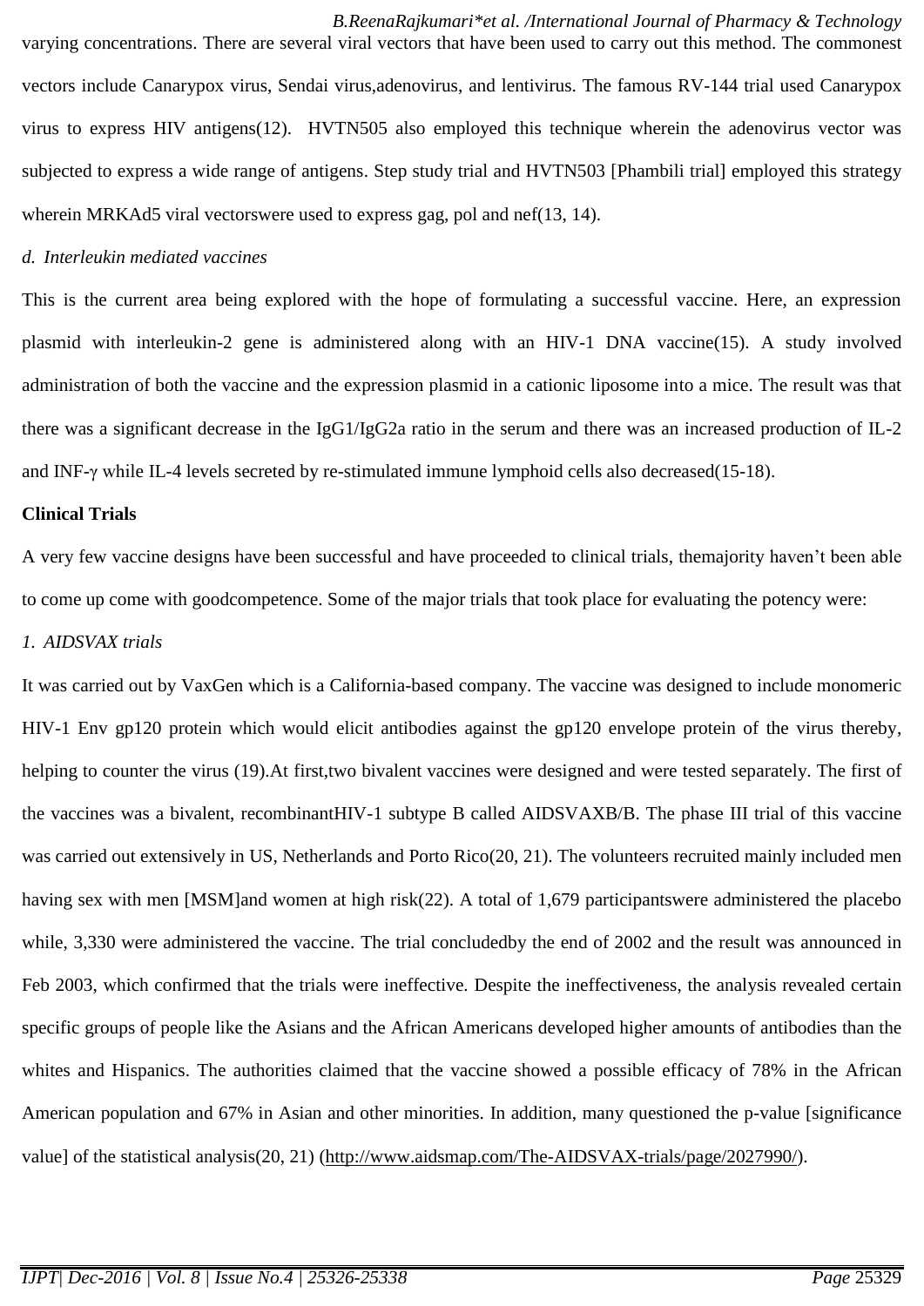varying concentrations. There are several viral vectors that have been used to carry out this method. The commonest vectors include Canarypox virus, Sendai virus,adenovirus, and lentivirus. The famous RV-144 trial used Canarypox virus to express HIV antigens(12). HVTN505 also employed this technique wherein the adenovirus vector was subjected to express a wide range of antigens. Step study trial and HVTN503 [Phambili trial] employed this strategy wherein MRKAd5 viral vectorswere used to express gag, pol and nef(13, 14).

*d. Interleukin mediated vaccines*

This is the current area being explored with the hope of formulating a successful vaccine. Here, an expression plasmid with interleukin-2 gene is administered along with an HIV-1 DNA vaccine(15). A study involved administration of both the vaccine and the expression plasmid in a cationic liposome into a mice. The result was that there was a significant decrease in the IgG1/IgG2a ratio in the serum and there was an increased production of IL-2 and INF-γ while IL-4 levels secreted by re-stimulated immune lymphoid cells also decreased(15-18).

**Clinical Trials**

A very few vaccine designs have been successful and have proceeded to clinical trials, themajority haven't been able to come up come with goodcompetence. Some of the major trials that took place for evaluating the potency were:

*1. AIDSVAX trials*

It was carried out by VaxGen which is a California-based company. The vaccine was designed to include monomeric HIV-1 Env gp120 protein which would elicit antibodies against the gp120 envelope protein of the virus thereby, helping to counter the virus (19).At first,two bivalent vaccines were designed and were tested separately. The first of the vaccines was a bivalent, recombinantHIV-1 subtype B called AIDSVAXB/B. The phase III trial of this vaccine was carried out extensively in US, Netherlands and Porto Rico(20, 21). The volunteers recruited mainly included men having sex with men [MSM]and women at high risk(22). A total of 1,679 participantswere administered the placebo while, 3,330 were administered the vaccine. The trial concludedby the end of 2002 and the result was announced in Feb 2003, which confirmed that the trials were ineffective. Despite the ineffectiveness, the analysis revealed certain specific groups of people like the Asians and the African Americans developed higher amounts of antibodies than the whites and Hispanics. The authorities claimed that the vaccine showed a possible efficacy of 78% in the African American population and 67% in Asian and other minorities. In addition, many questioned the p-value [significance value] of the statistical analysis(20, 21) (http://www.aidsmap.com/The-AIDSVAX-trials/page/2027990/).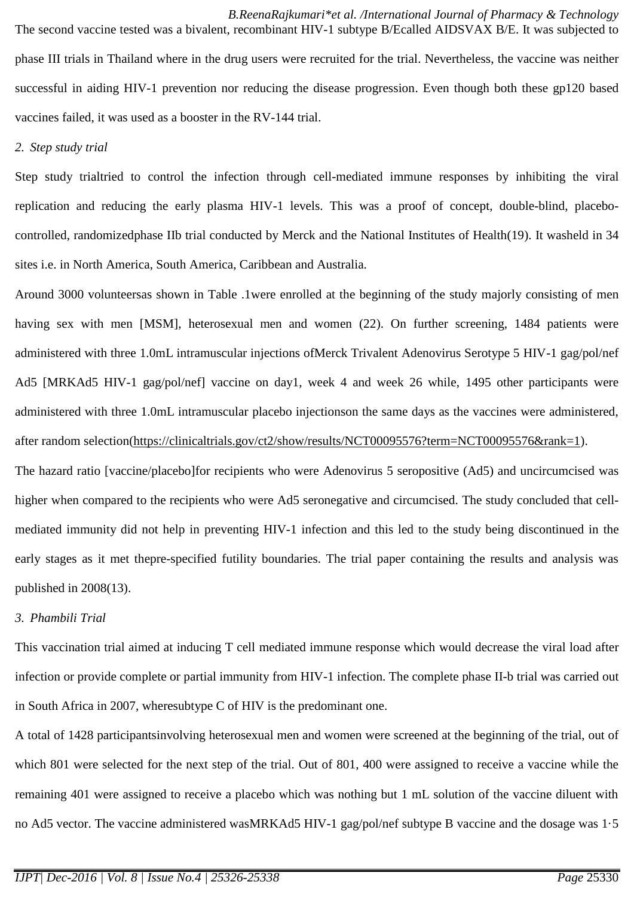The second vaccine tested was a bivalent, recombinant HIV-1 subtype B/Ecalled AIDSVAX B/E. It was subjected to phase III trials in Thailand where in the drug users were recruited for the trial. Nevertheless, the vaccine was neither successful in aiding HIV-1 prevention nor reducing the disease progression. Even though both these gp120 based vaccines failed, it was used as a booster in the RV-144 trial.

*2. Step study trial*

Step study trialtried to control the infection through cell-mediated immune responses by inhibiting the viral replication and reducing the early plasma HIV-1 levels. This was a proof of concept, double-blind, placebo-controlled, randomizedphase IIb trial conducted by Merck and the National Institutes of Health(19). It washeld in 34 sites i.e. in North America, South America, Caribbean and Australia.

Around 3000 volunteersas shown in Table .1were enrolled at the beginning of the study majorly consisting of men having sex with men [MSM], heterosexual men and women (22). On further screening, 1484 patients were administered with three 1.0mL intramuscular injections ofMerck Trivalent Adenovirus Serotype 5 HIV-1 gag/pol/nef Ad5 [MRKAd5 HIV-1 gag/pol/nef] vaccine on day1, week 4 and week 26 while, 1495 other participants were administered with three 1.0mL intramuscular placebo injectionson the same days as the vaccines were administered, after random selection(https://clinicaltrials.gov/ct2/show/results/NCT00095576?term=NCT00095576&rank=1).

The hazard ratio [vaccine/placebo]for recipients who were Adenovirus 5 seropositive (Ad5) and uncircumcised was higher when compared to the recipients who were Ad5 seronegative and circumcised. The study concluded that cell-mediated immunity did not help in preventing HIV-1 infection and this led to the study being discontinued in the early stages as it met thepre-specified futility boundaries. The trial paper containing the results and analysis was published in 2008(13).

*3. Phambili Trial*

This vaccination trial aimed at inducing T cell mediated immune response which would decrease the viral load after infection or provide complete or partial immunity from HIV-1 infection. The complete phase II-b trial was carried out in South Africa in 2007, wheresubtype C of HIV is the predominant one.

A total of 1428 participantsinvolving heterosexual men and women were screened at the beginning of the trial, out of which 801 were selected for the next step of the trial. Out of 801, 400 were assigned to receive a vaccine while the remaining 401 were assigned to receive a placebo which was nothing but 1 mL solution of the vaccine diluent with no Ad5 vector. The vaccine administered wasMRKAd5 HIV-1 gag/pol/nef subtype B vaccine and the dosage was 1·5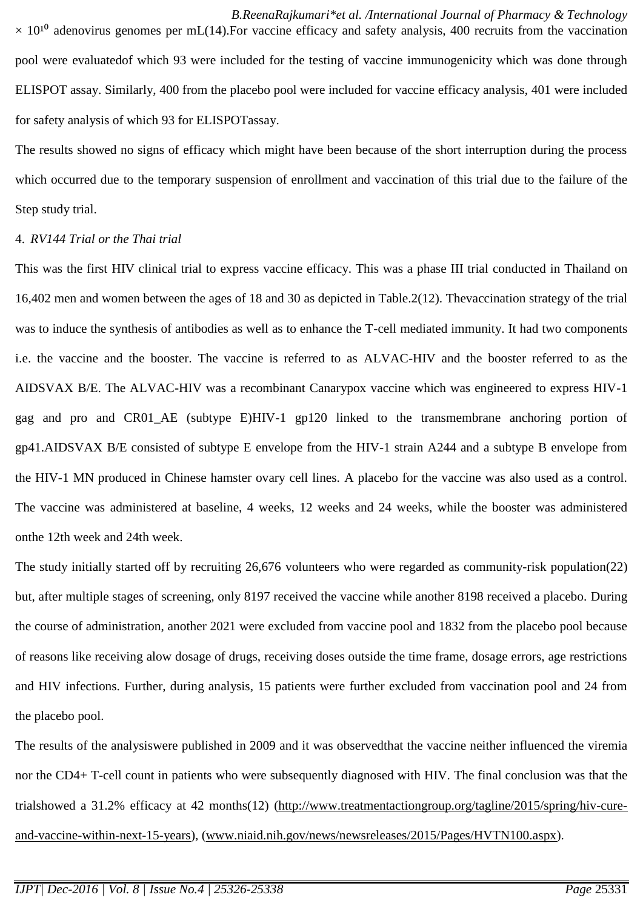$\times 10^{10}$ adenovirus genomes per mL(14).For vaccine efficacy and safety analysis, 400 recruits from the vaccination pool were evaluatedof which 93 were included for the testing of vaccine immunogenicity which was done through ELISPOT assay. Similarly, 400 from the placebo pool were included for vaccine efficacy analysis, 401 were included for safety analysis of which 93 for ELISPOTassay.

The results showed no signs of efficacy which might have been because of the short interruption during the process which occurred due to the temporary suspension of enrollment and vaccination of this trial due to the failure of the Step study trial.

4. *RV144 Trial or the Thai trial*

This was the first HIV clinical trial to express vaccine efficacy. This was a phase III trial conducted in Thailand on 16,402 men and women between the ages of 18 and 30 as depicted in Table.2(12). Thevaccination strategy of the trial was to induce the synthesis of antibodies as well as to enhance the T-cell mediated immunity. It had two components i.e. the vaccine and the booster. The vaccine is referred to as ALVAC-HIV and the booster referred to as the AIDSVAX B/E. The ALVAC-HIV was a recombinant Canarypox vaccine which was engineered to express HIV-1 gag and pro and CR01_AE (subtype E)HIV-1 gp120 linked to the transmembrane anchoring portion of gp41.AIDSVAX B/E consisted of subtype E envelope from the HIV-1 strain A244 and a subtype B envelope from the HIV-1 MN produced in Chinese hamster ovary cell lines. A placebo for the vaccine was also used as a control. The vaccine was administered at baseline, 4 weeks, 12 weeks and 24 weeks, while the booster was administered onthe 12th week and 24th week.

The study initially started off by recruiting 26,676 volunteers who were regarded as community-risk population(22) but, after multiple stages of screening, only 8197 received the vaccine while another 8198 received a placebo. During the course of administration, another 2021 were excluded from vaccine pool and 1832 from the placebo pool because of reasons like receiving alow dosage of drugs, receiving doses outside the time frame, dosage errors, age restrictions and HIV infections. Further, during analysis, 15 patients were further excluded from vaccination pool and 24 from the placebo pool.

The results of the analysiswere published in 2009 and it was observedthat the vaccine neither influenced the viremia nor the CD4+ T-cell count in patients who were subsequently diagnosed with HIV. The final conclusion was that the trialshowed a 31.2% efficacy at 42 months(12) (http://www.treatmentactiongroup.org/tagline/2015/spring/hiv-cure-and-vaccine-within-next-15-years), (www.niaid.nih.gov/news/newsreleases/2015/Pages/HVTN100.aspx).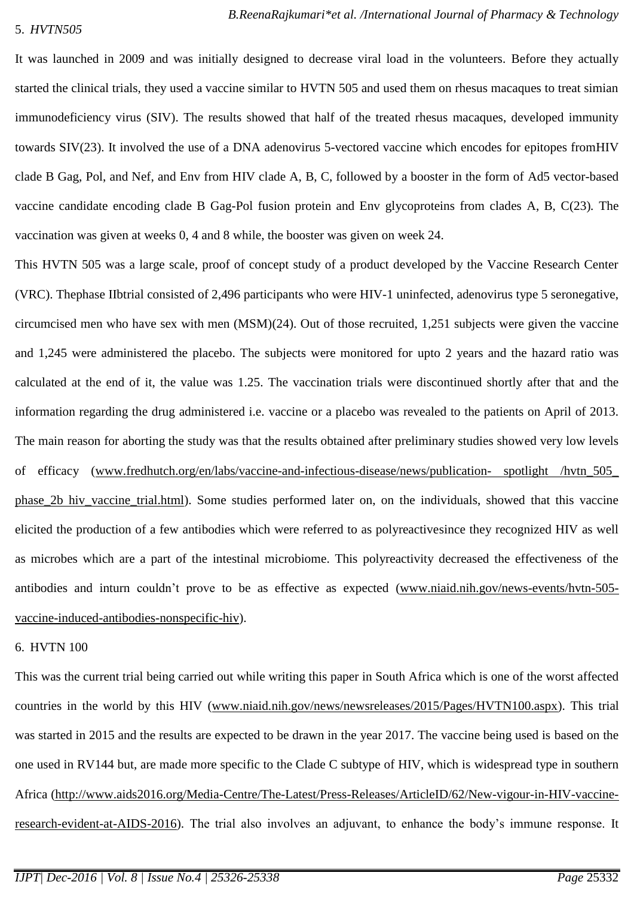5. *HVTN505*

It was launched in 2009 and was initially designed to decrease viral load in the volunteers. Before they actually started the clinical trials, they used a vaccine similar to HVTN 505 and used them on rhesus macaques to treat simian immunodeficiency virus (SIV). The results showed that half of the treated rhesus macaques, developed immunity towards SIV(23). It involved the use of a DNA adenovirus 5-vectored vaccine which encodes for epitopes fromHIV clade B Gag, Pol, and Nef, and Env from HIV clade A, B, C, followed by a booster in the form of Ad5 vector-based vaccine candidate encoding clade B Gag-Pol fusion protein and Env glycoproteins from clades A, B, C(23). The vaccination was given at weeks 0, 4 and 8 while, the booster was given on week 24.

This HVTN 505 was a large scale, proof of concept study of a product developed by the Vaccine Research Center (VRC). Thephase IIbtrial consisted of 2,496 participants who were HIV-1 uninfected, adenovirus type 5 seronegative, circumcised men who have sex with men (MSM)(24). Out of those recruited, 1,251 subjects were given the vaccine and 1,245 were administered the placebo. The subjects were monitored for upto 2 years and the hazard ratio was calculated at the end of it, the value was 1.25. The vaccination trials were discontinued shortly after that and the information regarding the drug administered i.e. vaccine or a placebo was revealed to the patients on April of 2013. The main reason for aborting the study was that the results obtained after preliminary studies showed very low levels of efficacy (www.fredhutch.org/en/labs/vaccine-and-infectious-disease/news/publication- spotlight /hvtn_505_ phase_2b hiv_vaccine_trial.html). Some studies performed later on, on the individuals, showed that this vaccine elicited the production of a few antibodies which were referred to as polyreactivesince they recognized HIV as well as microbes which are a part of the intestinal microbiome. This polyreactivity decreased the effectiveness of the antibodies and inturn couldn't prove to be as effective as expected (www.niaid.nih.gov/news-events/hvtn-505-vaccine-induced-antibodies-nonspecific-hiv).

6. HVTN 100

This was the current trial being carried out while writing this paper in South Africa which is one of the worst affected countries in the world by this HIV (www.niaid.nih.gov/news/newsreleases/2015/Pages/HVTN100.aspx). This trial was started in 2015 and the results are expected to be drawn in the year 2017. The vaccine being used is based on the one used in RV144 but, are made more specific to the Clade C subtype of HIV, which is widespread type in southern Africa (http://www.aids2016.org/Media-Centre/The-Latest/Press-Releases/ArticleID/62/New-vigour-in-HIV-vaccine-research-evident-at-AIDS-2016). The trial also involves an adjuvant, to enhance the body's immune response. It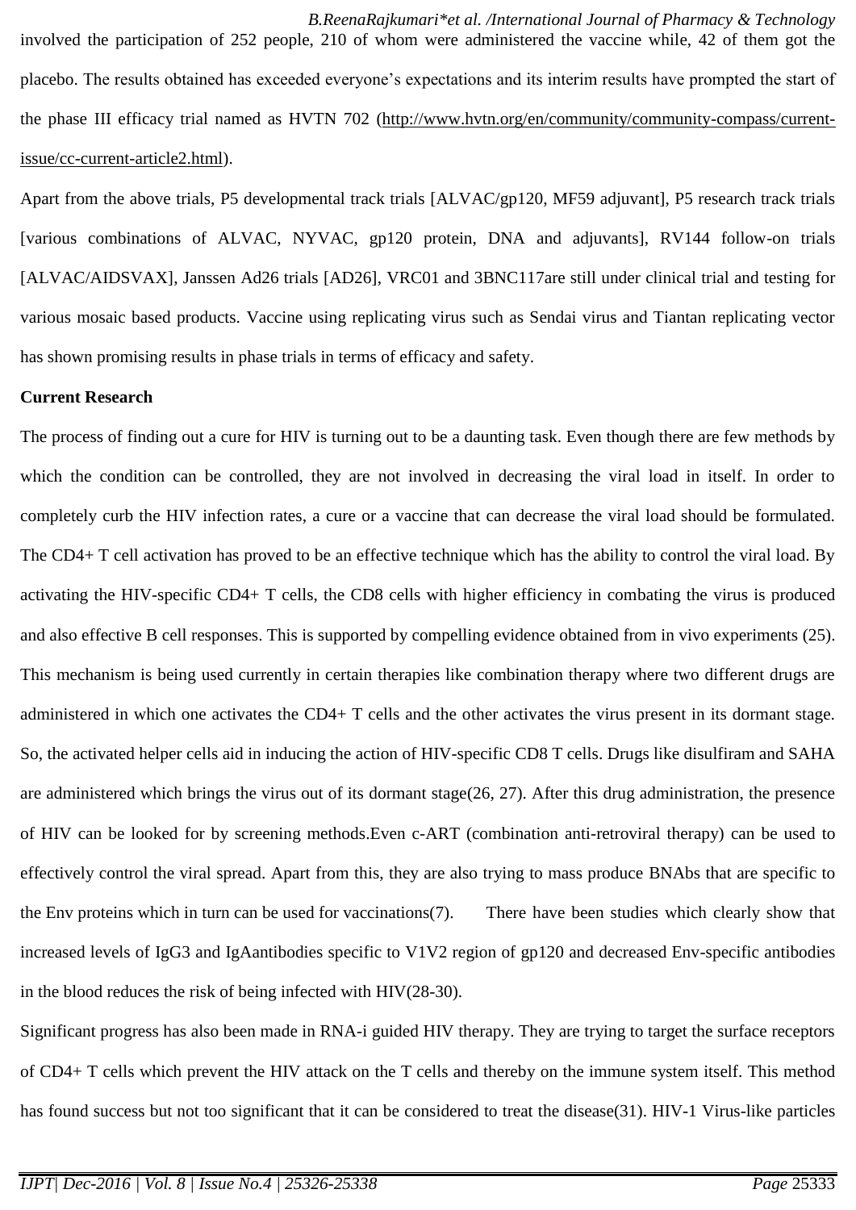involved the participation of 252 people, 210 of whom were administered the vaccine while, 42 of them got the placebo. The results obtained has exceeded everyone's expectations and its interim results have prompted the start of the phase III efficacy trial named as HVTN 702 (http://www.hvtn.org/en/community/community-compass/current-issue/cc-current-article2.html).

Apart from the above trials, P5 developmental track trials [ALVAC/gp120, MF59 adjuvant], P5 research track trials [various combinations of ALVAC, NYVAC, gp120 protein, DNA and adjuvants], RV144 follow-on trials [ALVAC/AIDSVAX], Janssen Ad26 trials [AD26], VRC01 and 3BNC117are still under clinical trial and testing for various mosaic based products. Vaccine using replicating virus such as Sendai virus and Tiantan replicating vector has shown promising results in phase trials in terms of efficacy and safety.

**Current Research**

The process of finding out a cure for HIV is turning out to be a daunting task. Even though there are few methods by which the condition can be controlled, they are not involved in decreasing the viral load in itself. In order to completely curb the HIV infection rates, a cure or a vaccine that can decrease the viral load should be formulated. The CD4+ T cell activation has proved to be an effective technique which has the ability to control the viral load. By activating the HIV-specific CD4+ T cells, the CD8 cells with higher efficiency in combating the virus is produced and also effective B cell responses. This is supported by compelling evidence obtained from in vivo experiments (25). This mechanism is being used currently in certain therapies like combination therapy where two different drugs are administered in which one activates the CD4+ T cells and the other activates the virus present in its dormant stage. So, the activated helper cells aid in inducing the action of HIV-specific CD8 T cells. Drugs like disulfiram and SAHA are administered which brings the virus out of its dormant stage(26, 27). After this drug administration, the presence of HIV can be looked for by screening methods.Even c-ART (combination anti-retroviral therapy) can be used to effectively control the viral spread. Apart from this, they are also trying to mass produce BNAbs that are specific to the Env proteins which in turn can be used for vaccinations(7). There have been studies which clearly show that increased levels of IgG3 and IgAantibodies specific to V1V2 region of gp120 and decreased Env-specific antibodies in the blood reduces the risk of being infected with HIV(28-30).

Significant progress has also been made in RNA-i guided HIV therapy. They are trying to target the surface receptors of CD4+ T cells which prevent the HIV attack on the T cells and thereby on the immune system itself. This method has found success but not too significant that it can be considered to treat the disease(31). HIV-1 Virus-like particles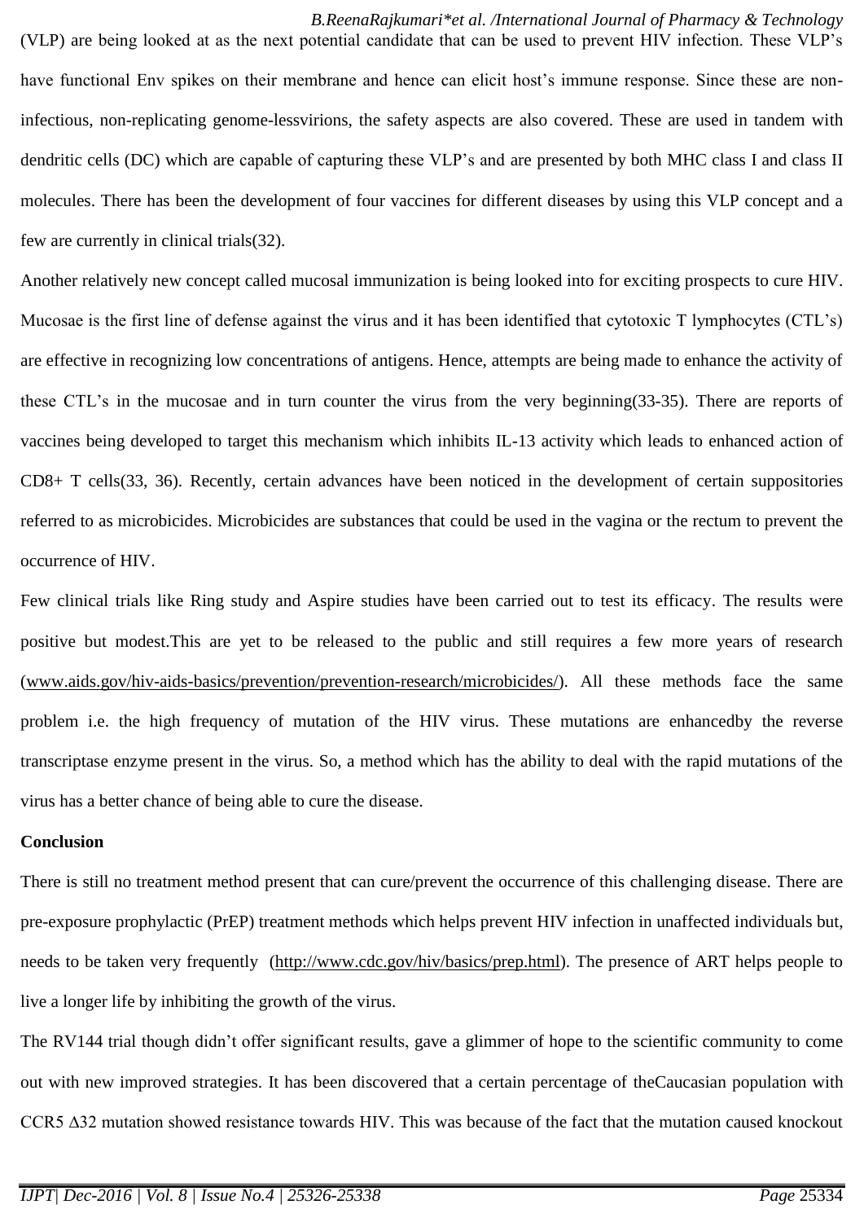(VLP) are being looked at as the next potential candidate that can be used to prevent HIV infection. These VLP's have functional Env spikes on their membrane and hence can elicit host's immune response. Since these are non-infectious, non-replicating genome-lessvirions, the safety aspects are also covered. These are used in tandem with dendritic cells (DC) which are capable of capturing these VLP's and are presented by both MHC class I and class II molecules. There has been the development of four vaccines for different diseases by using this VLP concept and a few are currently in clinical trials(32).

Another relatively new concept called mucosal immunization is being looked into for exciting prospects to cure HIV. Mucosae is the first line of defense against the virus and it has been identified that cytotoxic T lymphocytes (CTL's) are effective in recognizing low concentrations of antigens. Hence, attempts are being made to enhance the activity of these CTL's in the mucosae and in turn counter the virus from the very beginning(33-35). There are reports of vaccines being developed to target this mechanism which inhibits IL-13 activity which leads to enhanced action of CD8+ T cells(33, 36). Recently, certain advances have been noticed in the development of certain suppositories referred to as microbicides. Microbicides are substances that could be used in the vagina or the rectum to prevent the occurrence of HIV.

Few clinical trials like Ring study and Aspire studies have been carried out to test its efficacy. The results were positive but modest.This are yet to be released to the public and still requires a few more years of research (www.aids.gov/hiv-aids-basics/prevention/prevention-research/microbicides/). All these methods face the same problem i.e. the high frequency of mutation of the HIV virus. These mutations are enhancedby the reverse transcriptase enzyme present in the virus. So, a method which has the ability to deal with the rapid mutations of the virus has a better chance of being able to cure the disease.

**Conclusion**

There is still no treatment method present that can cure/prevent the occurrence of this challenging disease. There are pre-exposure prophylactic (PrEP) treatment methods which helps prevent HIV infection in unaffected individuals but, needs to be taken very frequently (http://www.cdc.gov/hiv/basics/prep.html). The presence of ART helps people to live a longer life by inhibiting the growth of the virus.

The RV144 trial though didn't offer significant results, gave a glimmer of hope to the scientific community to come out with new improved strategies. It has been discovered that a certain percentage of theCaucasian population with CCR5 $\Delta 32$ mutation showed resistance towards HIV. This was because of the fact that the mutation caused knockout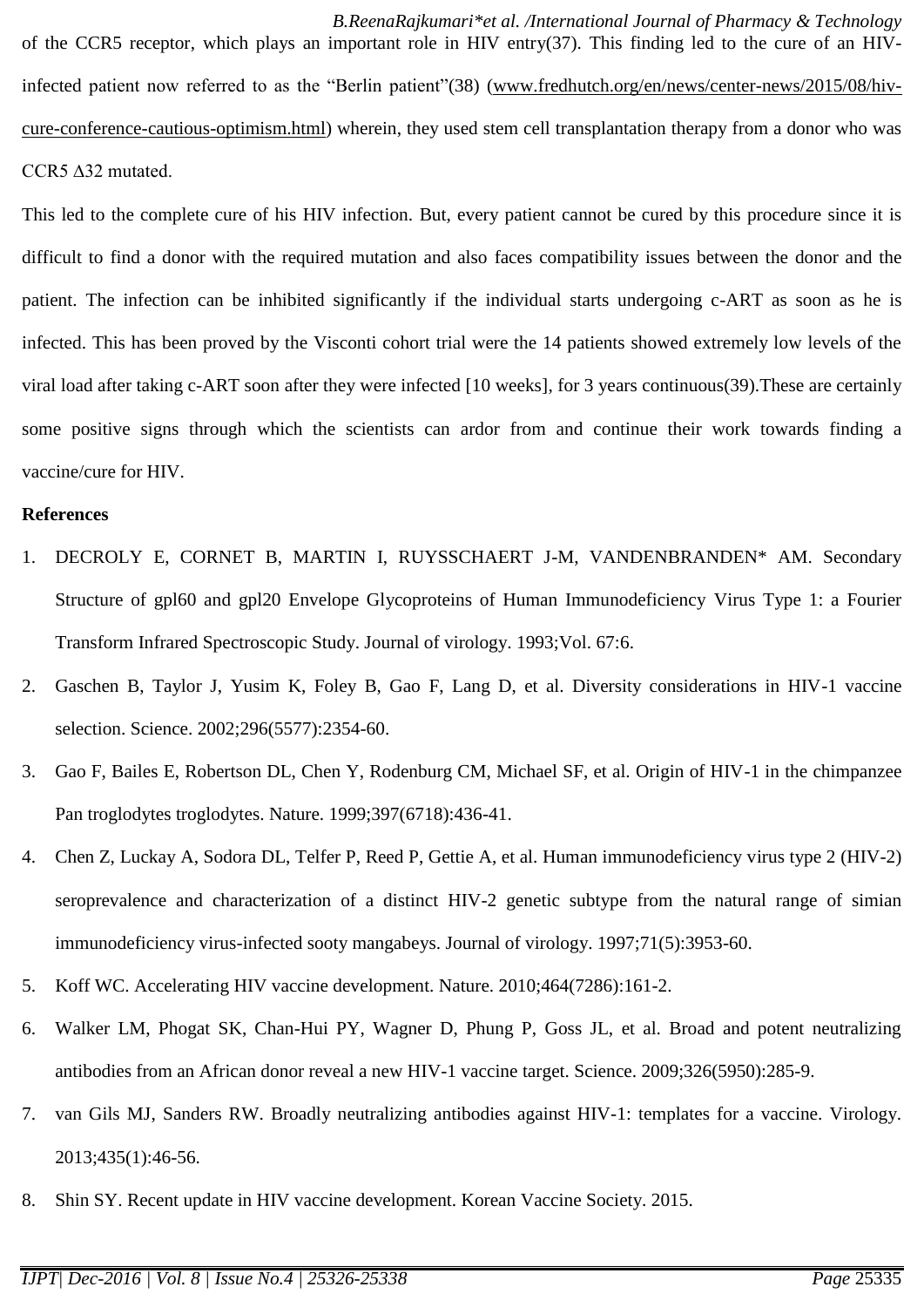of the CCR5 receptor, which plays an important role in HIV entry(37). This finding led to the cure of an HIV-infected patient now referred to as the "Berlin patient"(38) (www.fredhutch.org/en/news/center-news/2015/08/hiv-cure-conference-cautious-optimism.html) wherein, they used stem cell transplantation therapy from a donor who was CCR5 Δ32 mutated.

This led to the complete cure of his HIV infection. But, every patient cannot be cured by this procedure since it is difficult to find a donor with the required mutation and also faces compatibility issues between the donor and the patient. The infection can be inhibited significantly if the individual starts undergoing c-ART as soon as he is infected. This has been proved by the Visconti cohort trial were the 14 patients showed extremely low levels of the viral load after taking c-ART soon after they were infected [10 weeks], for 3 years continuous(39).These are certainly some positive signs through which the scientists can ardor from and continue their work towards finding a vaccine/cure for HIV.

**References**

1. DECROLY E, CORNET B, MARTIN I, RUYSSCHAERT J-M, VANDENBRANDEN* AM. Secondary Structure of gpl60 and gpl20 Envelope Glycoproteins of Human Immunodeficiency Virus Type 1: a Fourier Transform Infrared Spectroscopic Study. Journal of virology. 1993;Vol. 67:6.
2. Gaschen B, Taylor J, Yusim K, Foley B, Gao F, Lang D, et al. Diversity considerations in HIV-1 vaccine selection. Science. 2002;296(5577):2354-60.
3. Gao F, Bailes E, Robertson DL, Chen Y, Rodenburg CM, Michael SF, et al. Origin of HIV-1 in the chimpanzee Pan troglodytes troglodytes. Nature. 1999;397(6718):436-41.
4. Chen Z, Luckay A, Sodora DL, Telfer P, Reed P, Gettie A, et al. Human immunodeficiency virus type 2 (HIV-2) seroprevalence and characterization of a distinct HIV-2 genetic subtype from the natural range of simian immunodeficiency virus-infected sooty mangabeys. Journal of virology. 1997;71(5):3953-60.
5. Koff WC. Accelerating HIV vaccine development. Nature. 2010;464(7286):161-2.
6. Walker LM, Phogat SK, Chan-Hui PY, Wagner D, Phung P, Goss JL, et al. Broad and potent neutralizing antibodies from an African donor reveal a new HIV-1 vaccine target. Science. 2009;326(5950):285-9.
7. van Gils MJ, Sanders RW. Broadly neutralizing antibodies against HIV-1: templates for a vaccine. Virology. 2013;435(1):46-56.
8. Shin SY. Recent update in HIV vaccine development. Korean Vaccine Society. 2015.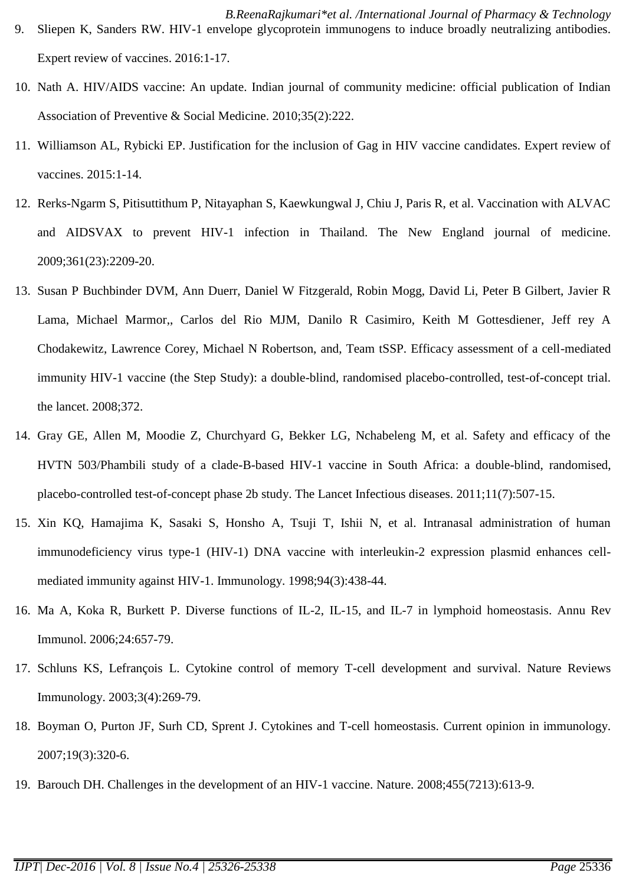9. Sliepen K, Sanders RW. HIV-1 envelope glycoprotein immunogens to induce broadly neutralizing antibodies. Expert review of vaccines. 2016:1-17.
10. Nath A. HIV/AIDS vaccine: An update. Indian journal of community medicine: official publication of Indian Association of Preventive & Social Medicine. 2010;35(2):222.
11. Williamson AL, Rybicki EP. Justification for the inclusion of Gag in HIV vaccine candidates. Expert review of vaccines. 2015:1-14.
12. Rerks-Ngarm S, Pitisuttithum P, Nitayaphan S, Kaewkungwal J, Chiu J, Paris R, et al. Vaccination with ALVAC and AIDSVAX to prevent HIV-1 infection in Thailand. The New England journal of medicine. 2009;361(23):2209-20.
13. Susan P Buchbinder DVM, Ann Duerr, Daniel W Fitzgerald, Robin Mogg, David Li, Peter B Gilbert, Javier R Lama, Michael Marmor,, Carlos del Rio MJM, Danilo R Casimiro, Keith M Gottesdiener, Jeff rey A Chodakewitz, Lawrence Corey, Michael N Robertson, and, Team tSSP. Efficacy assessment of a cell-mediated immunity HIV-1 vaccine (the Step Study): a double-blind, randomised placebo-controlled, test-of-concept trial. the lancet. 2008;372.
14. Gray GE, Allen M, Moodie Z, Churchyard G, Bekker LG, Nchabeleng M, et al. Safety and efficacy of the HVTN 503/Phambili study of a clade-B-based HIV-1 vaccine in South Africa: a double-blind, randomised, placebo-controlled test-of-concept phase 2b study. The Lancet Infectious diseases. 2011;11(7):507-15.
15. Xin KQ, Hamajima K, Sasaki S, Honsho A, Tsuji T, Ishii N, et al. Intranasal administration of human immunodeficiency virus type-1 (HIV-1) DNA vaccine with interleukin-2 expression plasmid enhances cell-mediated immunity against HIV-1. Immunology. 1998;94(3):438-44.
16. Ma A, Koka R, Burkett P. Diverse functions of IL-2, IL-15, and IL-7 in lymphoid homeostasis. Annu Rev Immunol. 2006;24:657-79.
17. Schluns KS, Lefrançois L. Cytokine control of memory T-cell development and survival. Nature Reviews Immunology. 2003;3(4):269-79.
18. Boyman O, Purton JF, Surh CD, Sprent J. Cytokines and T-cell homeostasis. Current opinion in immunology. 2007;19(3):320-6.
19. Barouch DH. Challenges in the development of an HIV-1 vaccine. Nature. 2008;455(7213):613-9.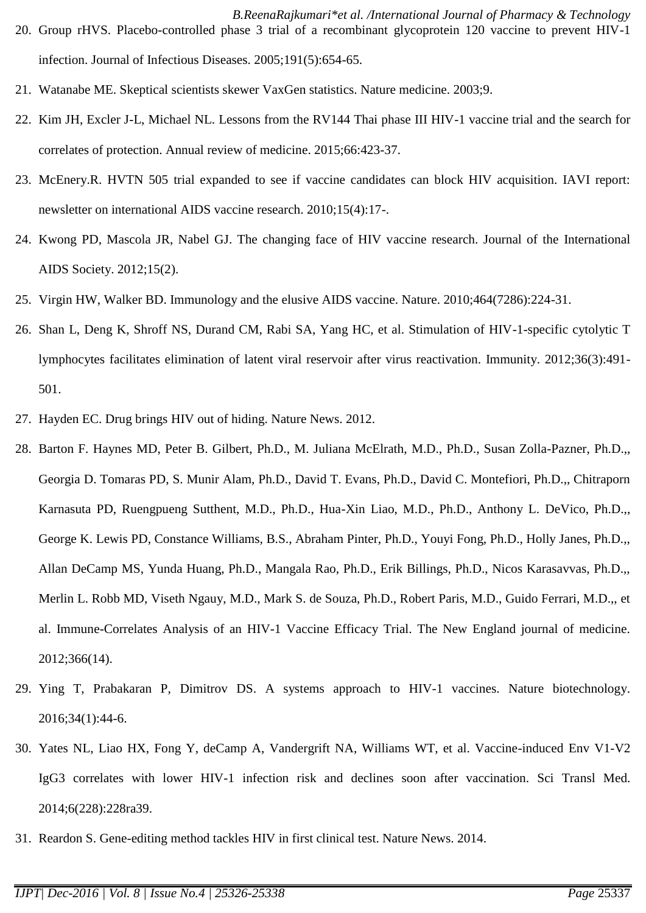20. Group rHVS. Placebo-controlled phase 3 trial of a recombinant glycoprotein 120 vaccine to prevent HIV-1 infection. Journal of Infectious Diseases. 2005;191(5):654-65.
21. Watanabe ME. Skeptical scientists skewer VaxGen statistics. Nature medicine. 2003;9.
22. Kim JH, Excler J-L, Michael NL. Lessons from the RV144 Thai phase III HIV-1 vaccine trial and the search for correlates of protection. Annual review of medicine. 2015;66:423-37.
23. McEnery.R. HVTN 505 trial expanded to see if vaccine candidates can block HIV acquisition. IAVI report: newsletter on international AIDS vaccine research. 2010;15(4):17-.
24. Kwong PD, Mascola JR, Nabel GJ. The changing face of HIV vaccine research. Journal of the International AIDS Society. 2012;15(2).
25. Virgin HW, Walker BD. Immunology and the elusive AIDS vaccine. Nature. 2010;464(7286):224-31.
26. Shan L, Deng K, Shroff NS, Durand CM, Rabi SA, Yang HC, et al. Stimulation of HIV-1-specific cytolytic T lymphocytes facilitates elimination of latent viral reservoir after virus reactivation. Immunity. 2012;36(3):491-501.
27. Hayden EC. Drug brings HIV out of hiding. Nature News. 2012.
28. Barton F. Haynes MD, Peter B. Gilbert, Ph.D., M. Juliana McElrath, M.D., Ph.D., Susan Zolla-Pazner, Ph.D.,, Georgia D. Tomaras PD, S. Munir Alam, Ph.D., David T. Evans, Ph.D., David C. Montefiori, Ph.D.,, Chitraporn Karnasuta PD, Ruengpueng Sutthent, M.D., Ph.D., Hua-Xin Liao, M.D., Ph.D., Anthony L. DeVico, Ph.D.,, George K. Lewis PD, Constance Williams, B.S., Abraham Pinter, Ph.D., Youyi Fong, Ph.D., Holly Janes, Ph.D.,, Allan DeCamp MS, Yunda Huang, Ph.D., Mangala Rao, Ph.D., Erik Billings, Ph.D., Nicos Karasavvas, Ph.D.,, Merlin L. Robb MD, Viseth Ngauy, M.D., Mark S. de Souza, Ph.D., Robert Paris, M.D., Guido Ferrari, M.D.,, et al. Immune-Correlates Analysis of an HIV-1 Vaccine Efficacy Trial. The New England journal of medicine. 2012;366(14).
29. Ying T, Prabakaran P, Dimitrov DS. A systems approach to HIV-1 vaccines. Nature biotechnology. 2016;34(1):44-6.
30. Yates NL, Liao HX, Fong Y, deCamp A, Vandergrift NA, Williams WT, et al. Vaccine-induced Env V1-V2 IgG3 correlates with lower HIV-1 infection risk and declines soon after vaccination. Sci Transl Med. 2014;6(228):228ra39.
31. Reardon S. Gene-editing method tackles HIV in first clinical test. Nature News. 2014.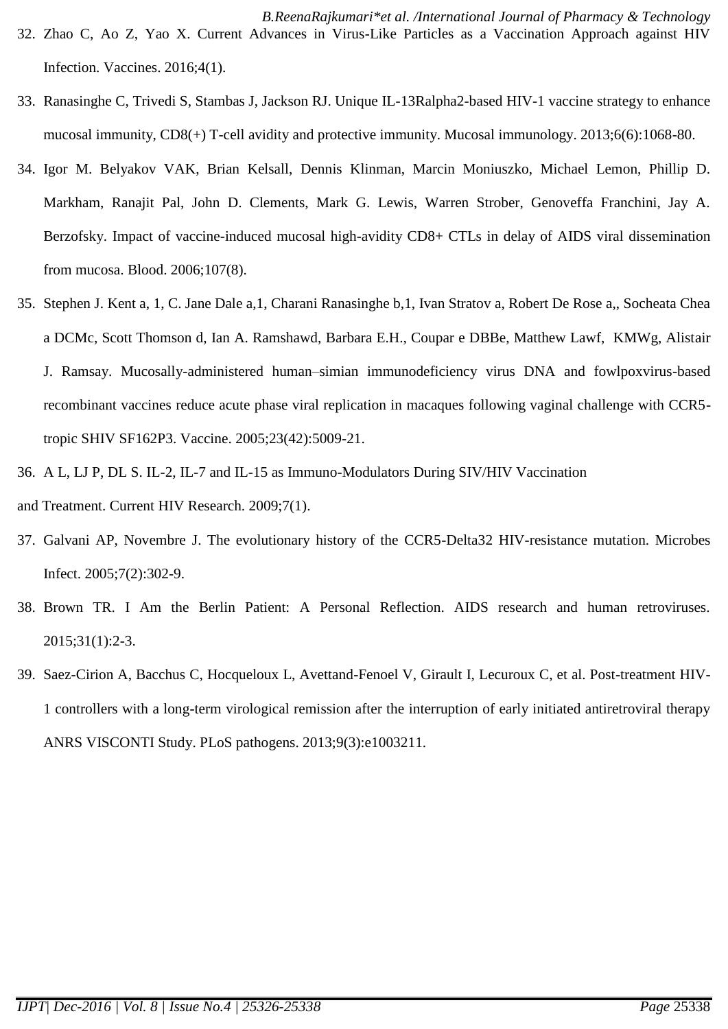32. Zhao C, Ao Z, Yao X. Current Advances in Virus-Like Particles as a Vaccination Approach against HIV Infection. Vaccines. 2016;4(1).
33. Ranasinghe C, Trivedi S, Stambas J, Jackson RJ. Unique IL-13Ralpha2-based HIV-1 vaccine strategy to enhance mucosal immunity, CD8(+) T-cell avidity and protective immunity. Mucosal immunology. 2013;6(6):1068-80.
34. Igor M. Belyakov VAK, Brian Kelsall, Dennis Klinman, Marcin Moniuszko, Michael Lemon, Phillip D. Markham, Ranajit Pal, John D. Clements, Mark G. Lewis, Warren Strober, Genoveffa Franchini, Jay A. Berzofsky. Impact of vaccine-induced mucosal high-avidity CD8+ CTLs in delay of AIDS viral dissemination from mucosa. Blood. 2006;107(8).
35. Stephen J. Kent a, 1, C. Jane Dale a,1, Charani Ranasinghe b,1, Ivan Stratov a, Robert De Rose a,, Socheata Chea a DCMc, Scott Thomson d, Ian A. Ramshawd, Barbara E.H., Coupar e DBBe, Matthew Lawf, KMWg, Alistair J. Ramsay. Mucosally-administered human–simian immunodeficiency virus DNA and fowlpoxvirus-based recombinant vaccines reduce acute phase viral replication in macaques following vaginal challenge with CCR5-tropic SHIV SF162P3. Vaccine. 2005;23(42):5009-21.
36. A L, LJ P, DL S. IL-2, IL-7 and IL-15 as Immuno-Modulators During SIV/HIV Vaccination and Treatment. Current HIV Research. 2009;7(1).
37. Galvani AP, Novembre J. The evolutionary history of the CCR5-Delta32 HIV-resistance mutation. Microbes Infect. 2005;7(2):302-9.
38. Brown TR. I Am the Berlin Patient: A Personal Reflection. AIDS research and human retroviruses. 2015;31(1):2-3.
39. Saez-Cirion A, Bacchus C, Hocqueloux L, Avettand-Fenoel V, Girault I, Lecuroux C, et al. Post-treatment HIV-1 controllers with a long-term virological remission after the interruption of early initiated antiretroviral therapy ANRS VISCONTI Study. PLoS pathogens. 2013;9(3):e1003211.